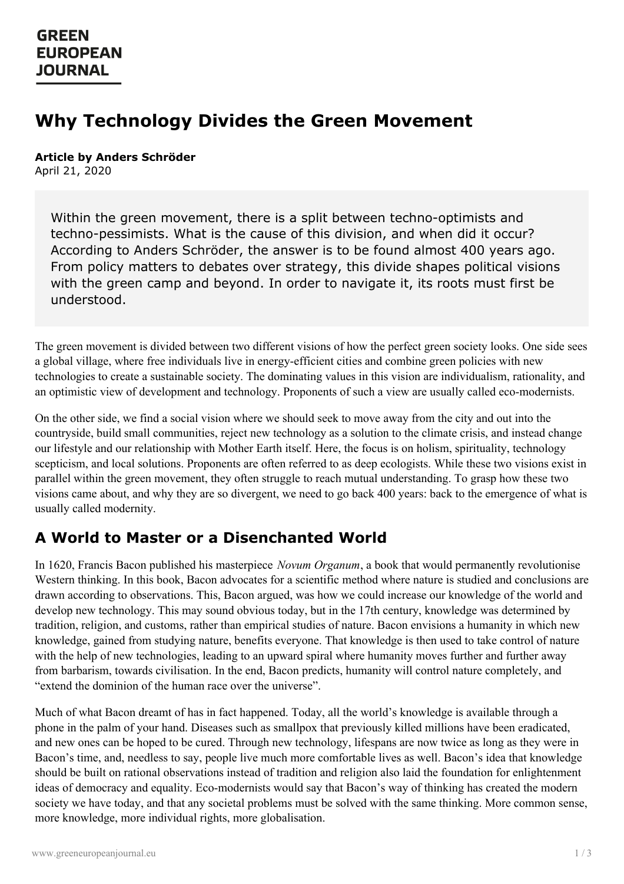# Why Technology Divides the Green Movement

**Article by Anders Schröder**
April 21, 2020

> Within the green movement, there is a split between techno-optimists and techno-pessimists. What is the cause of this division, and when did it occur? According to Anders Schröder, the answer is to be found almost 400 years ago. From policy matters to debates over strategy, this divide shapes political visions with the green camp and beyond. In order to navigate it, its roots must first be understood.

The green movement is divided between two different visions of how the perfect green society looks. One side sees a global village, where free individuals live in energy-efficient cities and combine green policies with new technologies to create a sustainable society. The dominating values in this vision are individualism, rationality, and an optimistic view of development and technology. Proponents of such a view are usually called eco-modernists.

On the other side, we find a social vision where we should seek to move away from the city and out into the countryside, build small communities, reject new technology as a solution to the climate crisis, and instead change our lifestyle and our relationship with Mother Earth itself. Here, the focus is on holism, spirituality, technology scepticism, and local solutions. Proponents are often referred to as deep ecologists. While these two visions exist in parallel within the green movement, they often struggle to reach mutual understanding. To grasp how these two visions came about, and why they are so divergent, we need to go back 400 years: back to the emergence of what is usually called modernity.

## A World to Master or a Disenchanted World

In 1620, Francis Bacon published his masterpiece *Novum Organum*, a book that would permanently revolutionise Western thinking. In this book, Bacon advocates for a scientific method where nature is studied and conclusions are drawn according to observations. This, Bacon argued, was how we could increase our knowledge of the world and develop new technology. This may sound obvious today, but in the 17th century, knowledge was determined by tradition, religion, and customs, rather than empirical studies of nature. Bacon envisions a humanity in which new knowledge, gained from studying nature, benefits everyone. That knowledge is then used to take control of nature with the help of new technologies, leading to an upward spiral where humanity moves further and further away from barbarism, towards civilisation. In the end, Bacon predicts, humanity will control nature completely, and "extend the dominion of the human race over the universe".

Much of what Bacon dreamt of has in fact happened. Today, all the world's knowledge is available through a phone in the palm of your hand. Diseases such as smallpox that previously killed millions have been eradicated, and new ones can be hoped to be cured. Through new technology, lifespans are now twice as long as they were in Bacon's time, and, needless to say, people live much more comfortable lives as well. Bacon's idea that knowledge should be built on rational observations instead of tradition and religion also laid the foundation for enlightenment ideas of democracy and equality. Eco-modernists would say that Bacon's way of thinking has created the modern society we have today, and that any societal problems must be solved with the same thinking. More common sense, more knowledge, more individual rights, more globalisation.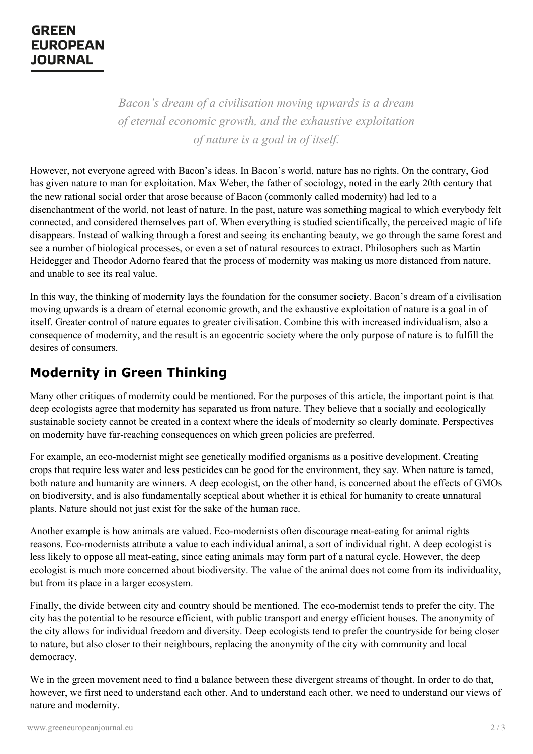> *Bacon's dream of a civilisation moving upwards is a dream of eternal economic growth, and the exhaustive exploitation of nature is a goal in of itself.*

However, not everyone agreed with Bacon's ideas. In Bacon's world, nature has no rights. On the contrary, God has given nature to man for exploitation. Max Weber, the father of sociology, noted in the early 20th century that the new rational social order that arose because of Bacon (commonly called modernity) had led to a disenchantment of the world, not least of nature. In the past, nature was something magical to which everybody felt connected, and considered themselves part of. When everything is studied scientifically, the perceived magic of life disappears. Instead of walking through a forest and seeing its enchanting beauty, we go through the same forest and see a number of biological processes, or even a set of natural resources to extract. Philosophers such as Martin Heidegger and Theodor Adorno feared that the process of modernity was making us more distanced from nature, and unable to see its real value.

In this way, the thinking of modernity lays the foundation for the consumer society. Bacon's dream of a civilisation moving upwards is a dream of eternal economic growth, and the exhaustive exploitation of nature is a goal in of itself. Greater control of nature equates to greater civilisation. Combine this with increased individualism, also a consequence of modernity, and the result is an egocentric society where the only purpose of nature is to fulfill the desires of consumers.

## Modernity in Green Thinking

Many other critiques of modernity could be mentioned. For the purposes of this article, the important point is that deep ecologists agree that modernity has separated us from nature. They believe that a socially and ecologically sustainable society cannot be created in a context where the ideals of modernity so clearly dominate. Perspectives on modernity have far-reaching consequences on which green policies are preferred.

For example, an eco-modernist might see genetically modified organisms as a positive development. Creating crops that require less water and less pesticides can be good for the environment, they say. When nature is tamed, both nature and humanity are winners. A deep ecologist, on the other hand, is concerned about the effects of GMOs on biodiversity, and is also fundamentally sceptical about whether it is ethical for humanity to create unnatural plants. Nature should not just exist for the sake of the human race.

Another example is how animals are valued. Eco-modernists often discourage meat-eating for animal rights reasons. Eco-modernists attribute a value to each individual animal, a sort of individual right. A deep ecologist is less likely to oppose all meat-eating, since eating animals may form part of a natural cycle. However, the deep ecologist is much more concerned about biodiversity. The value of the animal does not come from its individuality, but from its place in a larger ecosystem.

Finally, the divide between city and country should be mentioned. The eco-modernist tends to prefer the city. The city has the potential to be resource efficient, with public transport and energy efficient houses. The anonymity of the city allows for individual freedom and diversity. Deep ecologists tend to prefer the countryside for being closer to nature, but also closer to their neighbours, replacing the anonymity of the city with community and local democracy.

We in the green movement need to find a balance between these divergent streams of thought. In order to do that, however, we first need to understand each other. And to understand each other, we need to understand our views of nature and modernity.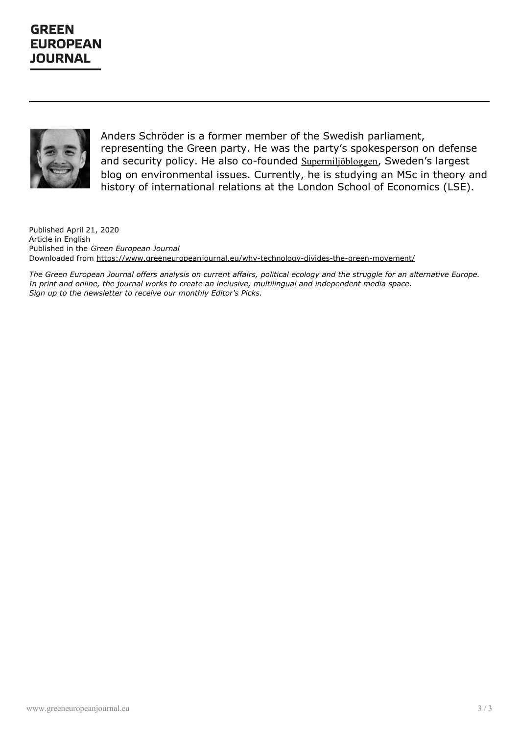Anders Schröder is a former member of the Swedish parliament, representing the Green party. He was the party's spokesperson on defense and security policy. He also co-founded Supermiljöbloggen, Sweden's largest blog on environmental issues. Currently, he is studying an MSc in theory and history of international relations at the London School of Economics (LSE).

Published April 21, 2020
Article in English
Published in the *Green European Journal*
Downloaded from https://www.greeneuropeanjournal.eu/why-technology-divides-the-green-movement/

*The Green European Journal offers analysis on current affairs, political ecology and the struggle for an alternative Europe. In print and online, the journal works to create an inclusive, multilingual and independent media space. Sign up to the newsletter to receive our monthly Editor's Picks.*